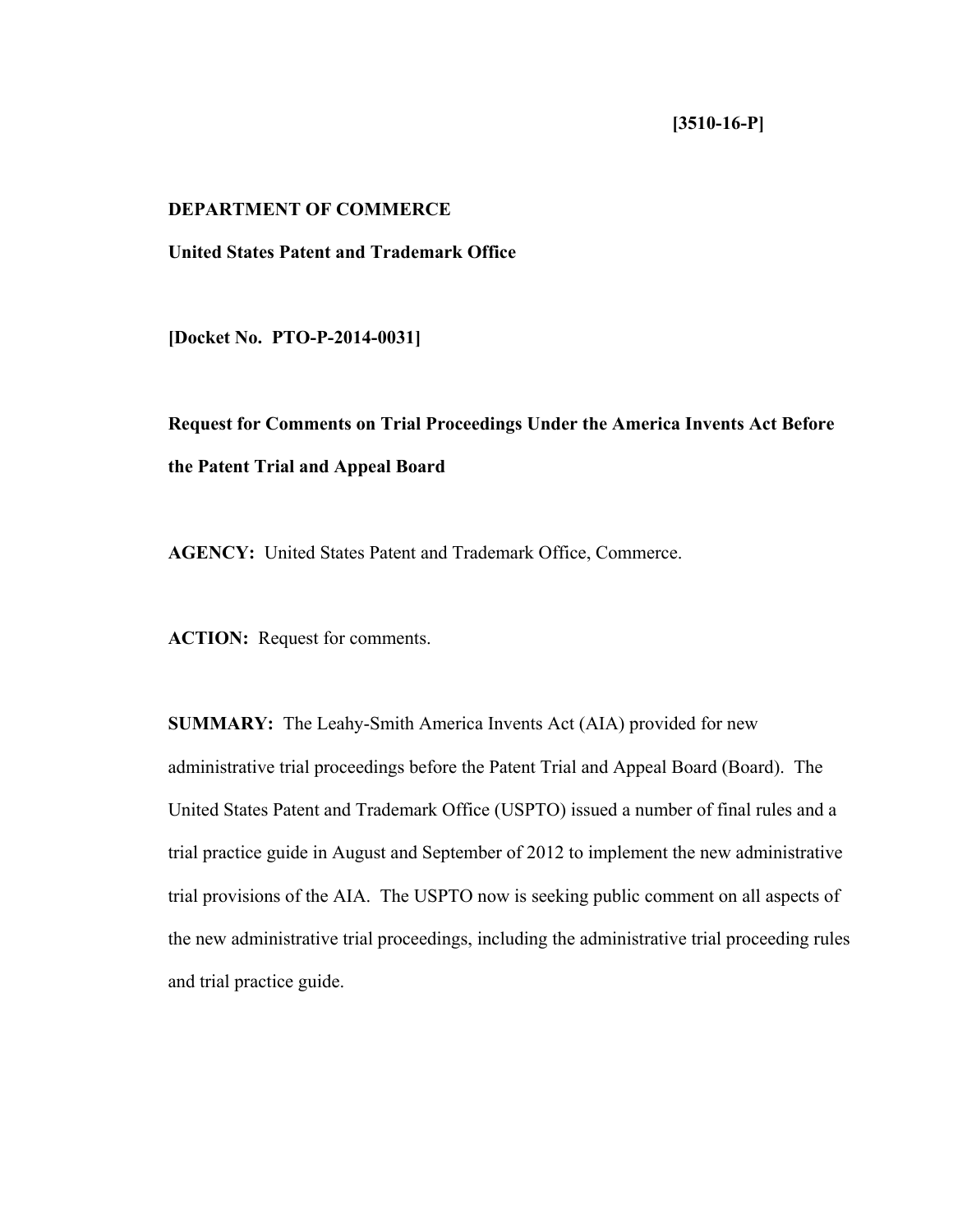**[3510-16-P]**

**DEPARTMENT OF COMMERCE**

**United States Patent and Trademark Office**

**[Docket No. PTO-P-2014-0031]**

# Request for Comments on Trial Proceedings Under the America Invents Act Before the Patent Trial and Appeal Board

**AGENCY:** United States Patent and Trademark Office, Commerce.

**ACTION:** Request for comments.

**SUMMARY:** The Leahy-Smith America Invents Act (AIA) provided for new administrative trial proceedings before the Patent Trial and Appeal Board (Board). The United States Patent and Trademark Office (USPTO) issued a number of final rules and a trial practice guide in August and September of 2012 to implement the new administrative trial provisions of the AIA. The USPTO now is seeking public comment on all aspects of the new administrative trial proceedings, including the administrative trial proceeding rules and trial practice guide.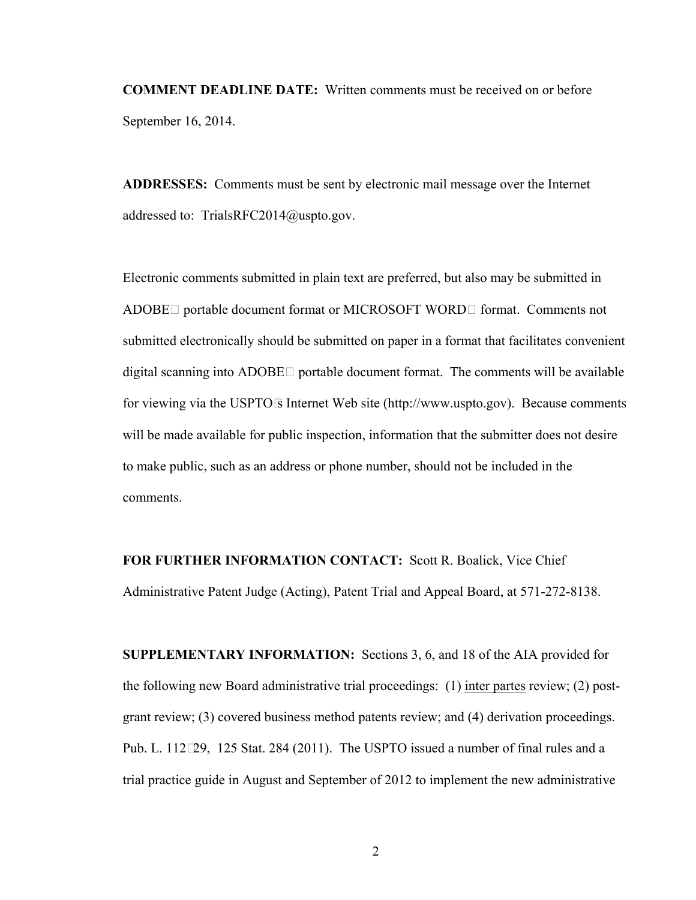**COMMENT DEADLINE DATE:** Written comments must be received on or before September 16, 2014.

**ADDRESSES:** Comments must be sent by electronic mail message over the Internet addressed to: TrialsRFC2014@uspto.gov.

Electronic comments submitted in plain text are preferred, but also may be submitted in ADOBE portable document format or MICROSOFT WORD format. Comments not submitted electronically should be submitted on paper in a format that facilitates convenient digital scanning into ADOBE portable document format. The comments will be available for viewing via the USPTO's Internet Web site (http://www.uspto.gov). Because comments will be made available for public inspection, information that the submitter does not desire to make public, such as an address or phone number, should not be included in the comments.

**FOR FURTHER INFORMATION CONTACT:** Scott R. Boalick, Vice Chief Administrative Patent Judge (Acting), Patent Trial and Appeal Board, at 571-272-8138.

**SUPPLEMENTARY INFORMATION:** Sections 3, 6, and 18 of the AIA provided for the following new Board administrative trial proceedings: (1) inter partes review; (2) post-grant review; (3) covered business method patents review; and (4) derivation proceedings. Pub. L. 112-29, 125 Stat. 284 (2011). The USPTO issued a number of final rules and a trial practice guide in August and September of 2012 to implement the new administrative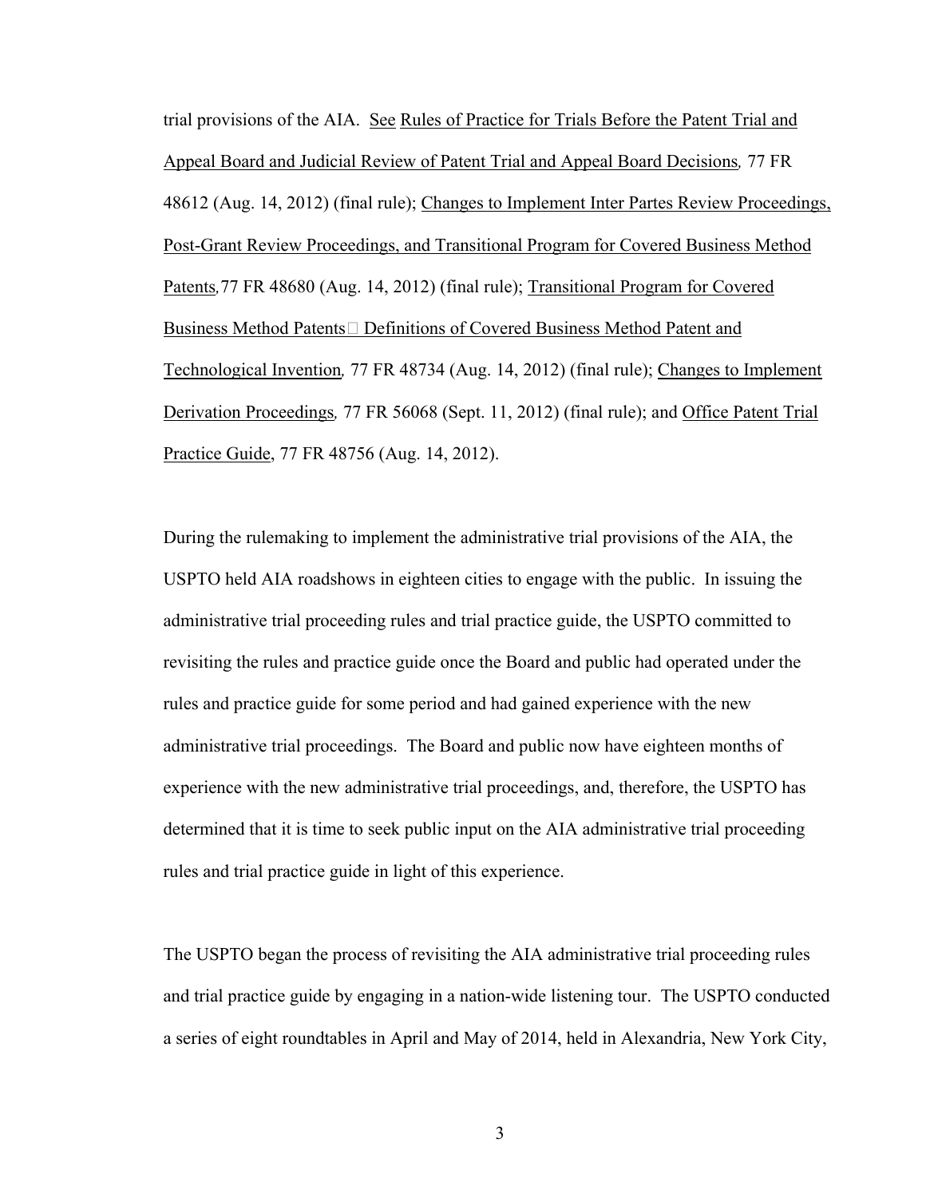trial provisions of the AIA. See Rules of Practice for Trials Before the Patent Trial and Appeal Board and Judicial Review of Patent Trial and Appeal Board Decisions, 77 FR 48612 (Aug. 14, 2012) (final rule); Changes to Implement Inter Partes Review Proceedings, Post-Grant Review Proceedings, and Transitional Program for Covered Business Method Patents, 77 FR 48680 (Aug. 14, 2012) (final rule); Transitional Program for Covered Business Method Patents— Definitions of Covered Business Method Patent and Technological Invention, 77 FR 48734 (Aug. 14, 2012) (final rule); Changes to Implement Derivation Proceedings, 77 FR 56068 (Sept. 11, 2012) (final rule); and Office Patent Trial Practice Guide, 77 FR 48756 (Aug. 14, 2012).

During the rulemaking to implement the administrative trial provisions of the AIA, the USPTO held AIA roadshows in eighteen cities to engage with the public. In issuing the administrative trial proceeding rules and trial practice guide, the USPTO committed to revisiting the rules and practice guide once the Board and public had operated under the rules and practice guide for some period and had gained experience with the new administrative trial proceedings. The Board and public now have eighteen months of experience with the new administrative trial proceedings, and, therefore, the USPTO has determined that it is time to seek public input on the AIA administrative trial proceeding rules and trial practice guide in light of this experience.

The USPTO began the process of revisiting the AIA administrative trial proceeding rules and trial practice guide by engaging in a nation-wide listening tour. The USPTO conducted a series of eight roundtables in April and May of 2014, held in Alexandria, New York City,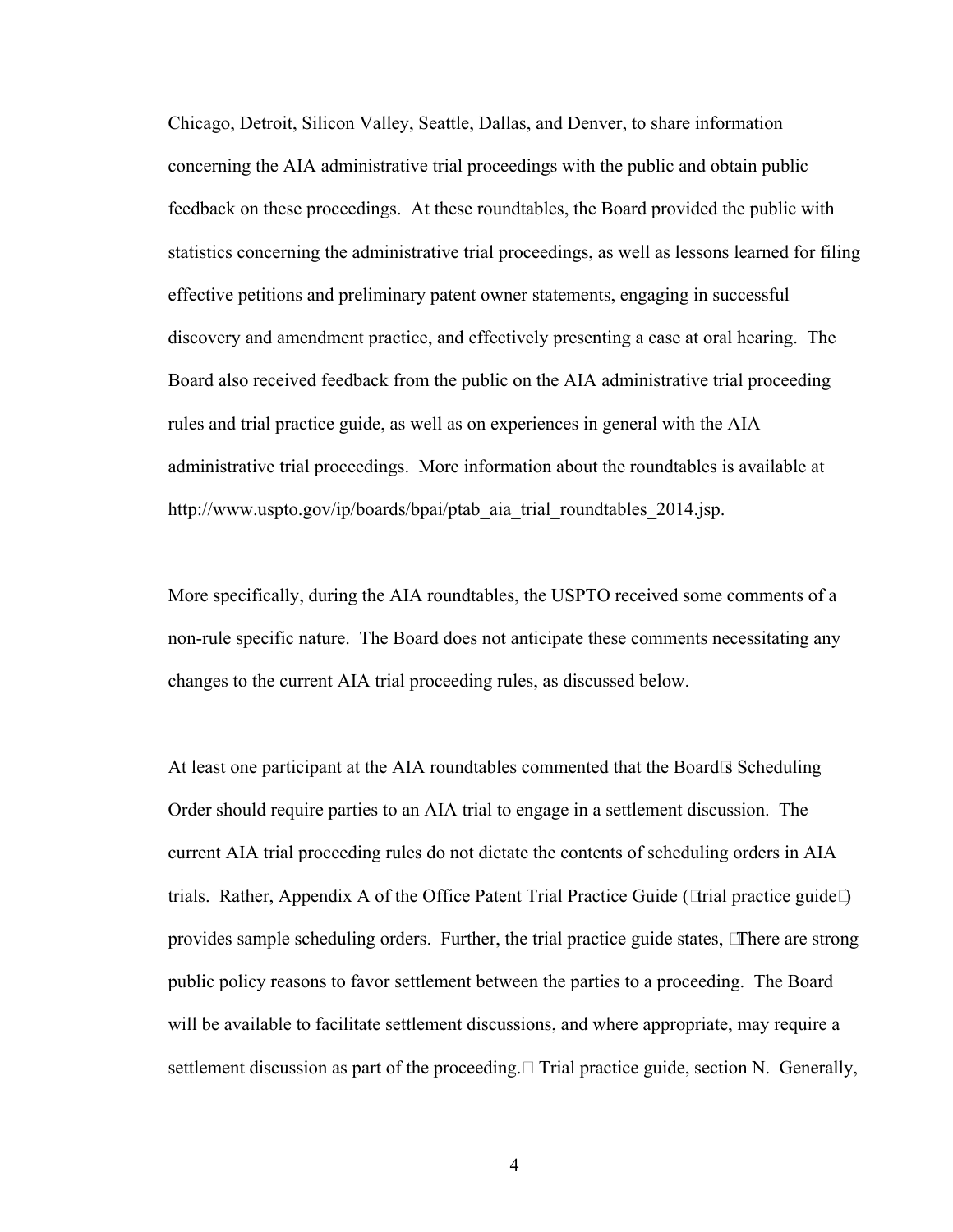Chicago, Detroit, Silicon Valley, Seattle, Dallas, and Denver, to share information concerning the AIA administrative trial proceedings with the public and obtain public feedback on these proceedings. At these roundtables, the Board provided the public with statistics concerning the administrative trial proceedings, as well as lessons learned for filing effective petitions and preliminary patent owner statements, engaging in successful discovery and amendment practice, and effectively presenting a case at oral hearing. The Board also received feedback from the public on the AIA administrative trial proceeding rules and trial practice guide, as well as on experiences in general with the AIA administrative trial proceedings. More information about the roundtables is available at http://www.uspto.gov/ip/boards/bpai/ptab_aia_trial_roundtables_2014.jsp.

More specifically, during the AIA roundtables, the USPTO received some comments of a non-rule specific nature. The Board does not anticipate these comments necessitating any changes to the current AIA trial proceeding rules, as discussed below.

At least one participant at the AIA roundtables commented that the Board's Scheduling Order should require parties to an AIA trial to engage in a settlement discussion. The current AIA trial proceeding rules do not dictate the contents of scheduling orders in AIA trials. Rather, Appendix A of the Office Patent Trial Practice Guide ("trial practice guide") provides sample scheduling orders. Further, the trial practice guide states, "There are strong public policy reasons to favor settlement between the parties to a proceeding. The Board will be available to facilitate settlement discussions, and where appropriate, may require a settlement discussion as part of the proceeding." Trial practice guide, section N. Generally,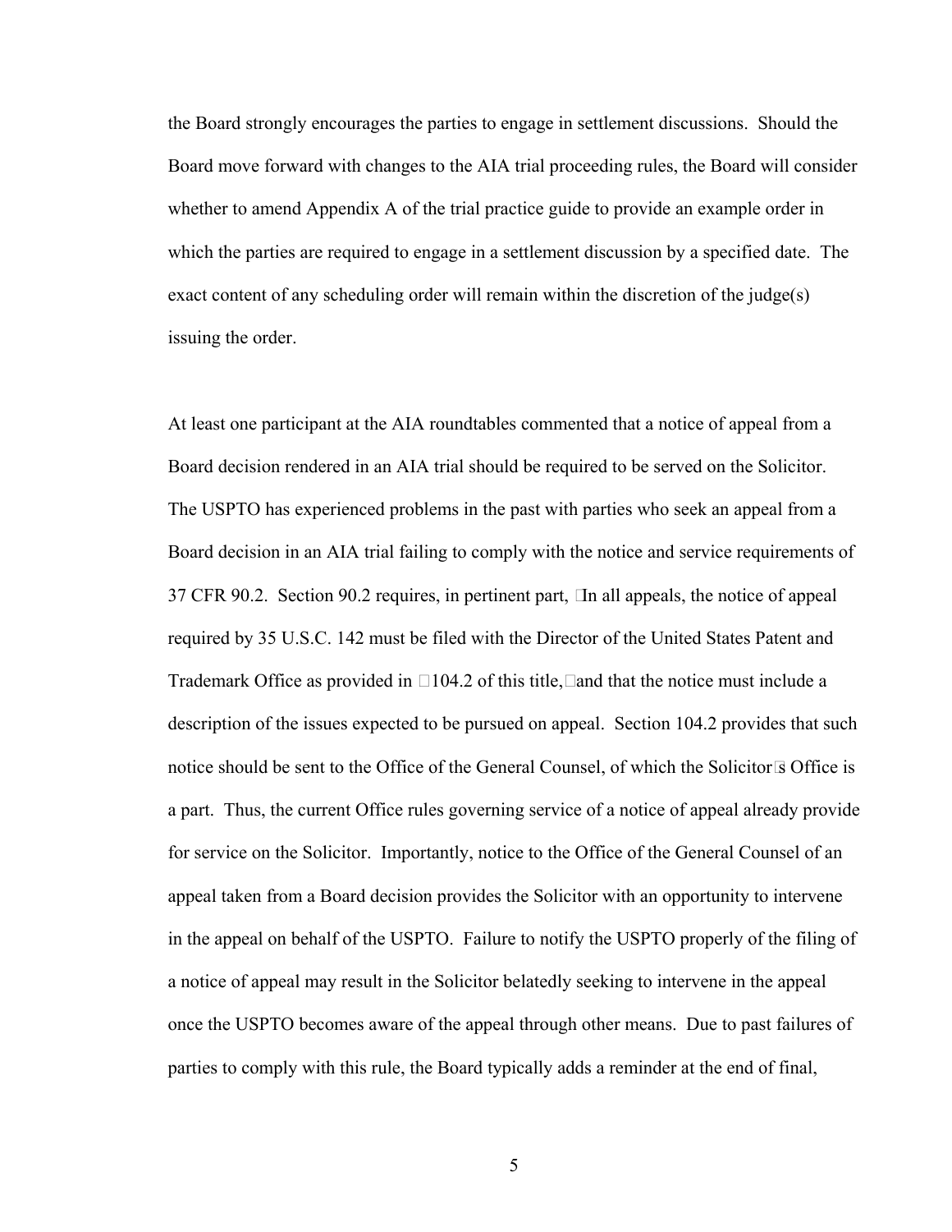the Board strongly encourages the parties to engage in settlement discussions. Should the Board move forward with changes to the AIA trial proceeding rules, the Board will consider whether to amend Appendix A of the trial practice guide to provide an example order in which the parties are required to engage in a settlement discussion by a specified date. The exact content of any scheduling order will remain within the discretion of the judge(s) issuing the order.

At least one participant at the AIA roundtables commented that a notice of appeal from a Board decision rendered in an AIA trial should be required to be served on the Solicitor. The USPTO has experienced problems in the past with parties who seek an appeal from a Board decision in an AIA trial failing to comply with the notice and service requirements of 37 CFR 90.2. Section 90.2 requires, in pertinent part, "In all appeals, the notice of appeal required by 35 U.S.C. 142 must be filed with the Director of the United States Patent and Trademark Office as provided in §104.2 of this title," and that the notice must include a description of the issues expected to be pursued on appeal. Section 104.2 provides that such notice should be sent to the Office of the General Counsel, of which the Solicitor's Office is a part. Thus, the current Office rules governing service of a notice of appeal already provide for service on the Solicitor. Importantly, notice to the Office of the General Counsel of an appeal taken from a Board decision provides the Solicitor with an opportunity to intervene in the appeal on behalf of the USPTO. Failure to notify the USPTO properly of the filing of a notice of appeal may result in the Solicitor belatedly seeking to intervene in the appeal once the USPTO becomes aware of the appeal through other means. Due to past failures of parties to comply with this rule, the Board typically adds a reminder at the end of final,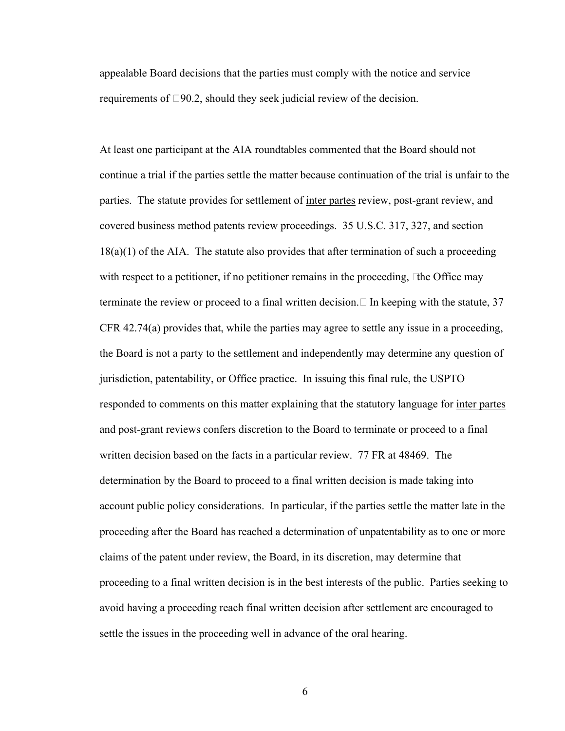appealable Board decisions that the parties must comply with the notice and service requirements of §90.2, should they seek judicial review of the decision.

At least one participant at the AIA roundtables commented that the Board should not continue a trial if the parties settle the matter because continuation of the trial is unfair to the parties. The statute provides for settlement of inter partes review, post-grant review, and covered business method patents review proceedings. 35 U.S.C. 317, 327, and section 18(a)(1) of the AIA. The statute also provides that after termination of such a proceeding with respect to a petitioner, if no petitioner remains in the proceeding, "the Office may terminate the review or proceed to a final written decision." In keeping with the statute, 37 CFR 42.74(a) provides that, while the parties may agree to settle any issue in a proceeding, the Board is not a party to the settlement and independently may determine any question of jurisdiction, patentability, or Office practice. In issuing this final rule, the USPTO responded to comments on this matter explaining that the statutory language for inter partes and post-grant reviews confers discretion to the Board to terminate or proceed to a final written decision based on the facts in a particular review. 77 FR at 48469. The determination by the Board to proceed to a final written decision is made taking into account public policy considerations. In particular, if the parties settle the matter late in the proceeding after the Board has reached a determination of unpatentability as to one or more claims of the patent under review, the Board, in its discretion, may determine that proceeding to a final written decision is in the best interests of the public. Parties seeking to avoid having a proceeding reach final written decision after settlement are encouraged to settle the issues in the proceeding well in advance of the oral hearing.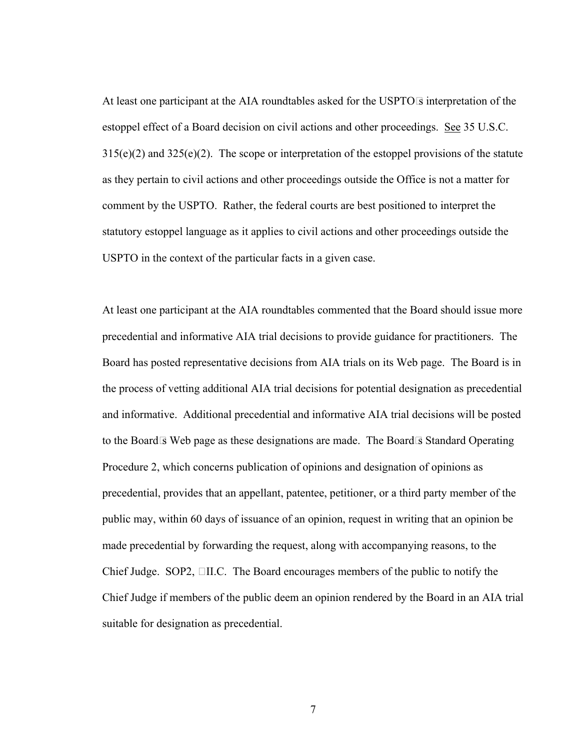At least one participant at the AIA roundtables asked for the USPTO's interpretation of the estoppel effect of a Board decision on civil actions and other proceedings. See 35 U.S.C. 315(e)(2) and 325(e)(2). The scope or interpretation of the estoppel provisions of the statute as they pertain to civil actions and other proceedings outside the Office is not a matter for comment by the USPTO. Rather, the federal courts are best positioned to interpret the statutory estoppel language as it applies to civil actions and other proceedings outside the USPTO in the context of the particular facts in a given case.

At least one participant at the AIA roundtables commented that the Board should issue more precedential and informative AIA trial decisions to provide guidance for practitioners. The Board has posted representative decisions from AIA trials on its Web page. The Board is in the process of vetting additional AIA trial decisions for potential designation as precedential and informative. Additional precedential and informative AIA trial decisions will be posted to the Board's Web page as these designations are made. The Board's Standard Operating Procedure 2, which concerns publication of opinions and designation of opinions as precedential, provides that an appellant, patentee, petitioner, or a third party member of the public may, within 60 days of issuance of an opinion, request in writing that an opinion be made precedential by forwarding the request, along with accompanying reasons, to the Chief Judge. SOP2, §II.C. The Board encourages members of the public to notify the Chief Judge if members of the public deem an opinion rendered by the Board in an AIA trial suitable for designation as precedential.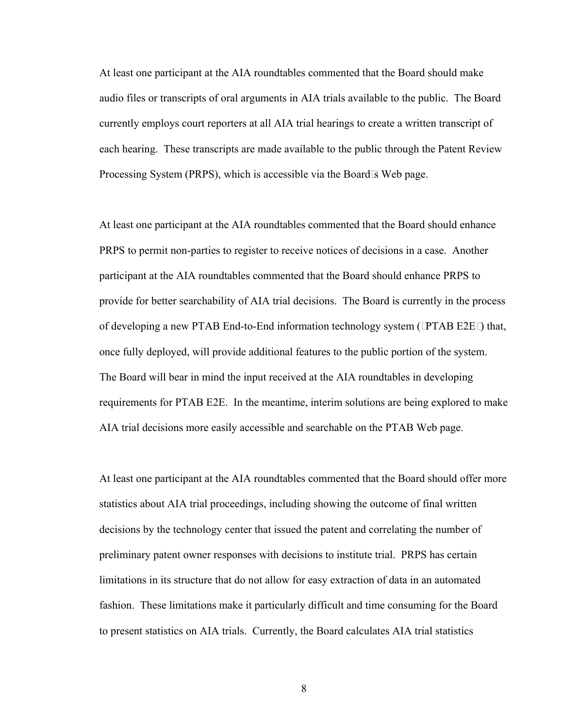At least one participant at the AIA roundtables commented that the Board should make audio files or transcripts of oral arguments in AIA trials available to the public. The Board currently employs court reporters at all AIA trial hearings to create a written transcript of each hearing. These transcripts are made available to the public through the Patent Review Processing System (PRPS), which is accessible via the Board's Web page.

At least one participant at the AIA roundtables commented that the Board should enhance PRPS to permit non-parties to register to receive notices of decisions in a case. Another participant at the AIA roundtables commented that the Board should enhance PRPS to provide for better searchability of AIA trial decisions. The Board is currently in the process of developing a new PTAB End-to-End information technology system ("PTAB E2E") that, once fully deployed, will provide additional features to the public portion of the system. The Board will bear in mind the input received at the AIA roundtables in developing requirements for PTAB E2E. In the meantime, interim solutions are being explored to make AIA trial decisions more easily accessible and searchable on the PTAB Web page.

At least one participant at the AIA roundtables commented that the Board should offer more statistics about AIA trial proceedings, including showing the outcome of final written decisions by the technology center that issued the patent and correlating the number of preliminary patent owner responses with decisions to institute trial. PRPS has certain limitations in its structure that do not allow for easy extraction of data in an automated fashion. These limitations make it particularly difficult and time consuming for the Board to present statistics on AIA trials. Currently, the Board calculates AIA trial statistics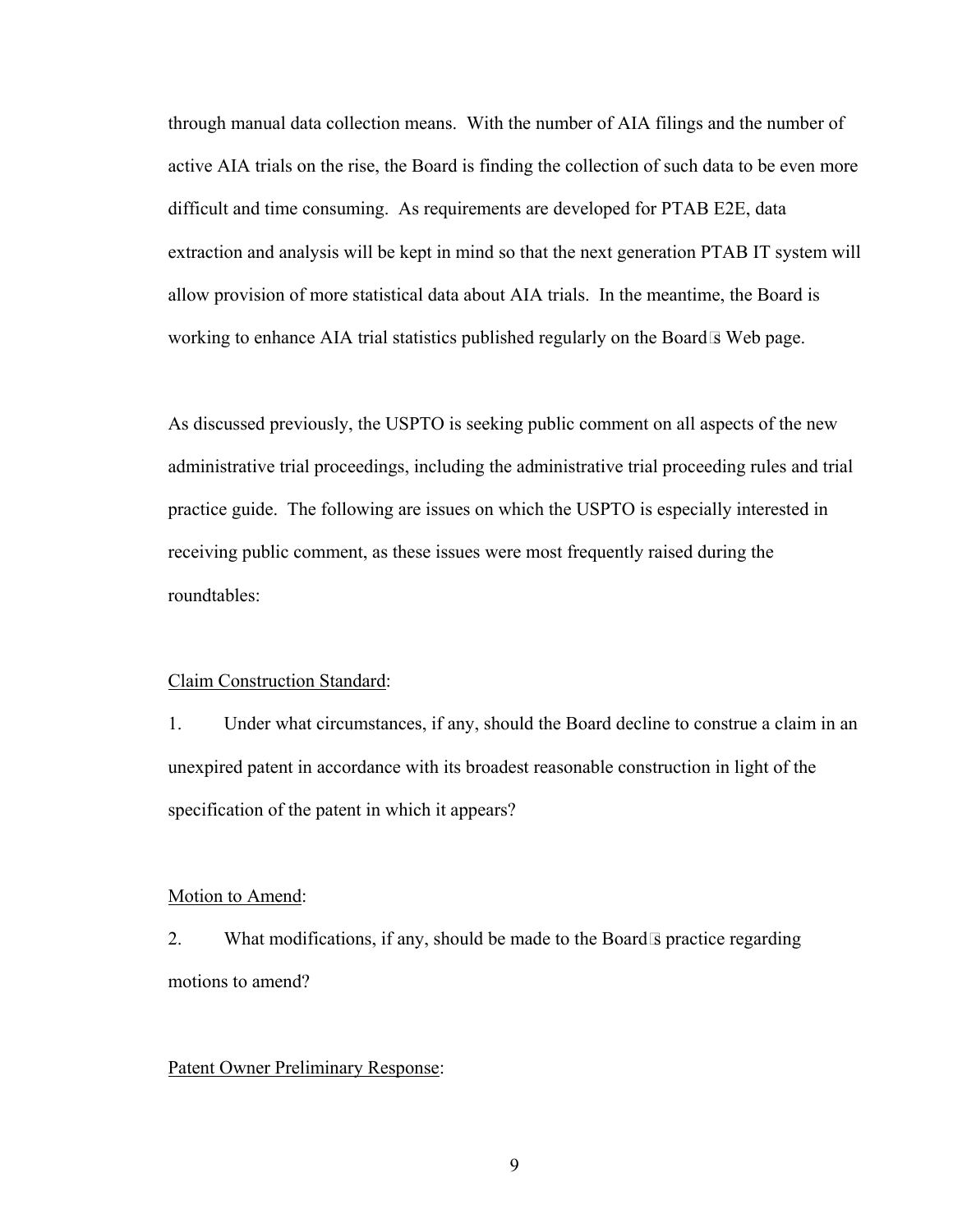through manual data collection means. With the number of AIA filings and the number of active AIA trials on the rise, the Board is finding the collection of such data to be even more difficult and time consuming. As requirements are developed for PTAB E2E, data extraction and analysis will be kept in mind so that the next generation PTAB IT system will allow provision of more statistical data about AIA trials. In the meantime, the Board is working to enhance AIA trial statistics published regularly on the Board's Web page.

As discussed previously, the USPTO is seeking public comment on all aspects of the new administrative trial proceedings, including the administrative trial proceeding rules and trial practice guide. The following are issues on which the USPTO is especially interested in receiving public comment, as these issues were most frequently raised during the roundtables:

<u>Claim Construction Standard</u>:

1. Under what circumstances, if any, should the Board decline to construe a claim in an unexpired patent in accordance with its broadest reasonable construction in light of the specification of the patent in which it appears?

<u>Motion to Amend</u>:

2. What modifications, if any, should be made to the Board's practice regarding motions to amend?

<u>Patent Owner Preliminary Response</u>: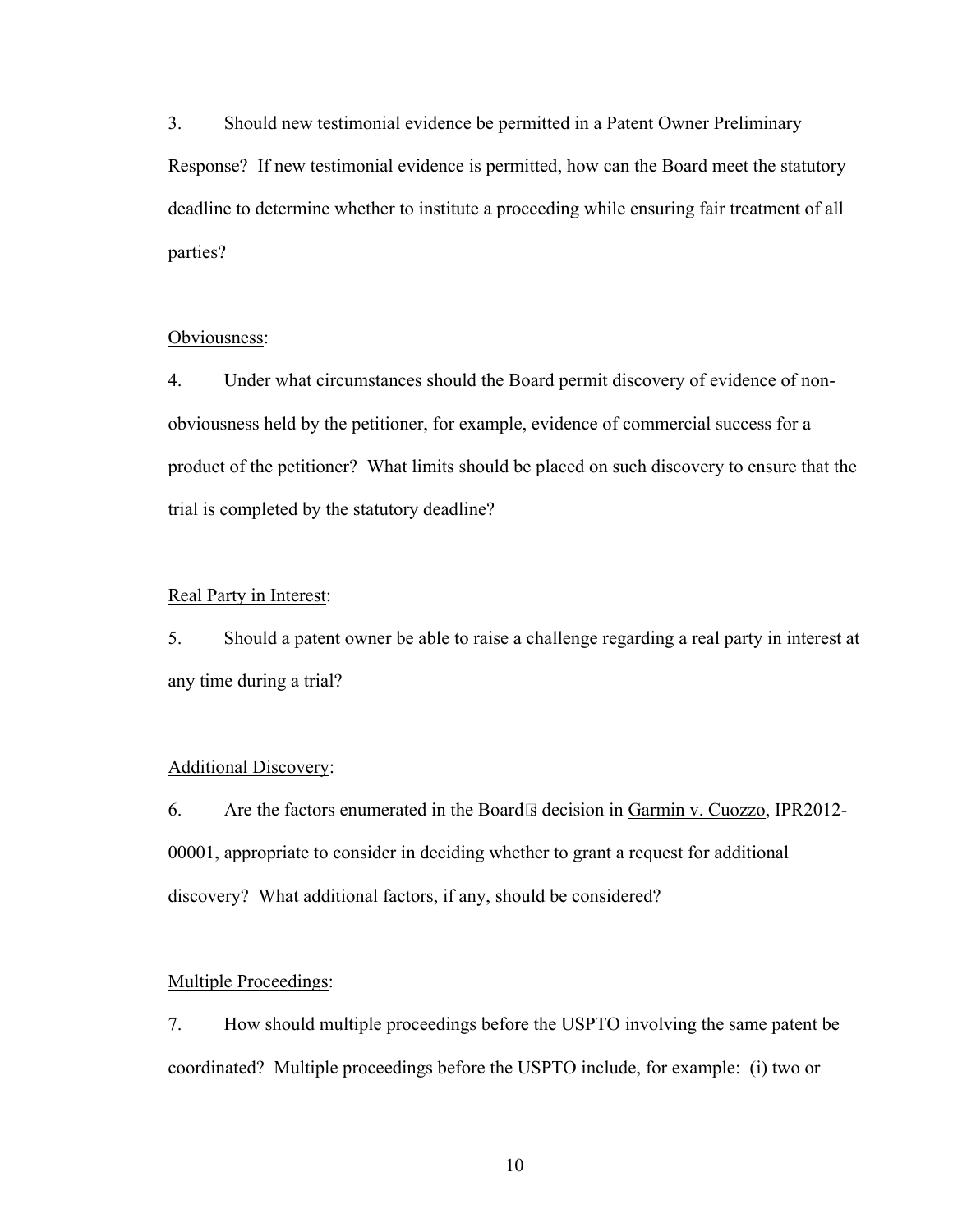3. Should new testimonial evidence be permitted in a Patent Owner Preliminary Response? If new testimonial evidence is permitted, how can the Board meet the statutory deadline to determine whether to institute a proceeding while ensuring fair treatment of all parties?

Obviousness:

4. Under what circumstances should the Board permit discovery of evidence of non-obviousness held by the petitioner, for example, evidence of commercial success for a product of the petitioner? What limits should be placed on such discovery to ensure that the trial is completed by the statutory deadline?

Real Party in Interest:

5. Should a patent owner be able to raise a challenge regarding a real party in interest at any time during a trial?

Additional Discovery:

6. Are the factors enumerated in the Board's decision in Garmin v. Cuozzo, IPR2012-00001, appropriate to consider in deciding whether to grant a request for additional discovery? What additional factors, if any, should be considered?

Multiple Proceedings:

7. How should multiple proceedings before the USPTO involving the same patent be coordinated? Multiple proceedings before the USPTO include, for example: (i) two or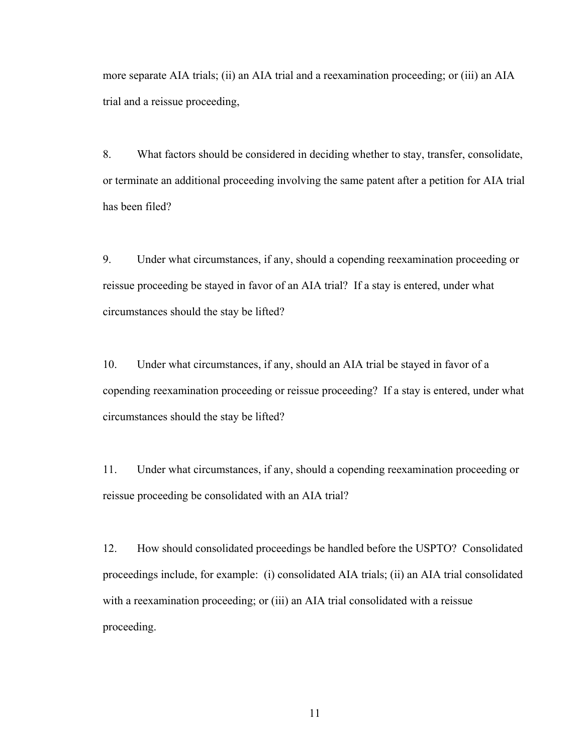more separate AIA trials; (ii) an AIA trial and a reexamination proceeding; or (iii) an AIA trial and a reissue proceeding,

8. What factors should be considered in deciding whether to stay, transfer, consolidate, or terminate an additional proceeding involving the same patent after a petition for AIA trial has been filed?

9. Under what circumstances, if any, should a copending reexamination proceeding or reissue proceeding be stayed in favor of an AIA trial? If a stay is entered, under what circumstances should the stay be lifted?

10. Under what circumstances, if any, should an AIA trial be stayed in favor of a copending reexamination proceeding or reissue proceeding? If a stay is entered, under what circumstances should the stay be lifted?

11. Under what circumstances, if any, should a copending reexamination proceeding or reissue proceeding be consolidated with an AIA trial?

12. How should consolidated proceedings be handled before the USPTO? Consolidated proceedings include, for example: (i) consolidated AIA trials; (ii) an AIA trial consolidated with a reexamination proceeding; or (iii) an AIA trial consolidated with a reissue proceeding.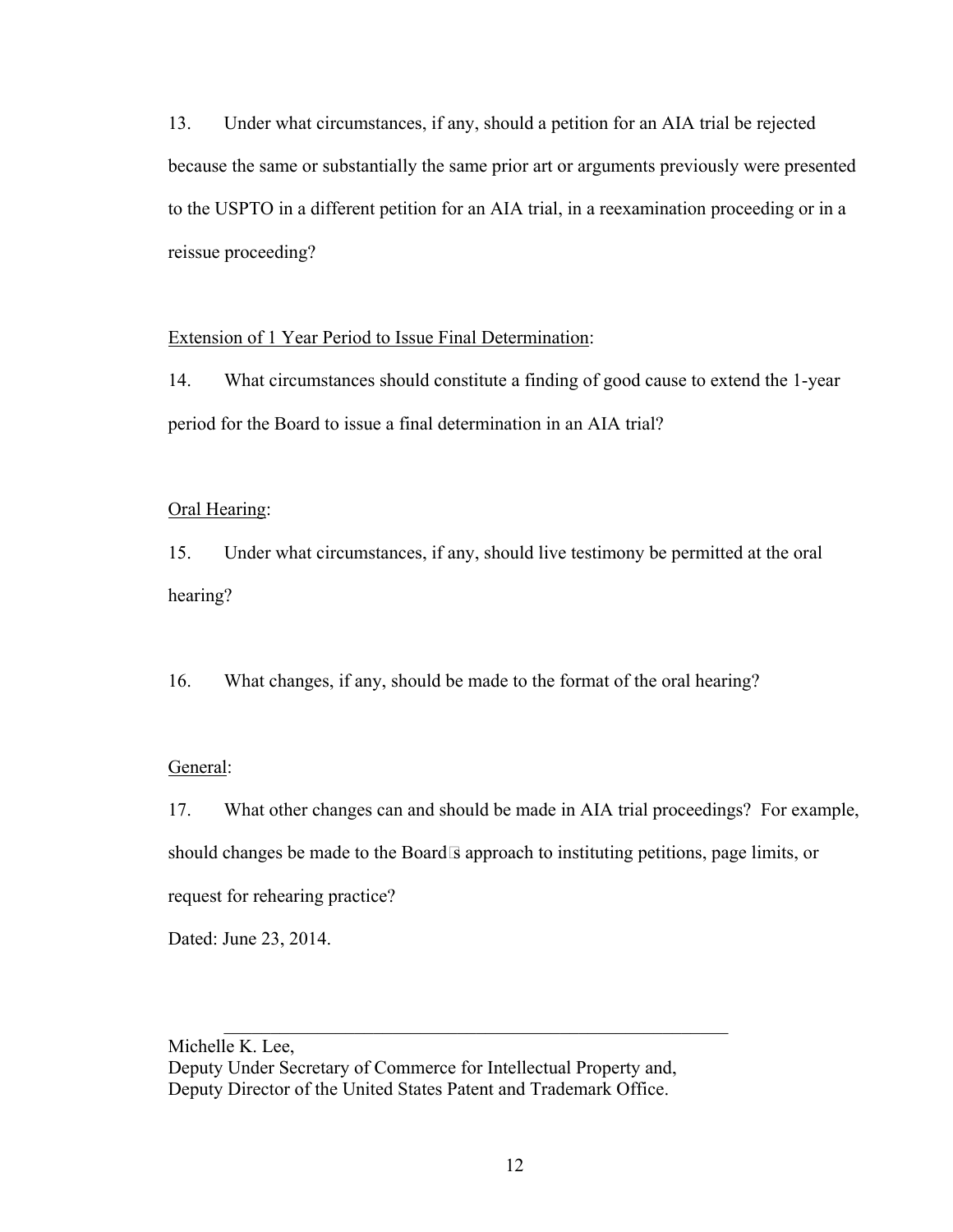13. Under what circumstances, if any, should a petition for an AIA trial be rejected because the same or substantially the same prior art or arguments previously were presented to the USPTO in a different petition for an AIA trial, in a reexamination proceeding or in a reissue proceeding?

Extension of 1 Year Period to Issue Final Determination:

14. What circumstances should constitute a finding of good cause to extend the 1-year period for the Board to issue a final determination in an AIA trial?

Oral Hearing:

15. Under what circumstances, if any, should live testimony be permitted at the oral hearing?

16. What changes, if any, should be made to the format of the oral hearing?

General:

17. What other changes can and should be made in AIA trial proceedings? For example, should changes be made to the Board's approach to instituting petitions, page limits, or request for rehearing practice?

Dated: June 23, 2014.

\_\_\_\_\_\_\_\_\_\_\_\_\_\_\_\_\_\_\_\_\_\_\_\_\_\_\_\_\_\_\_\_\_\_\_\_\_\_\_\_\_\_\_\_\_\_\_\_\_\_\_\_\_\_

Michelle K. Lee,
Deputy Under Secretary of Commerce for Intellectual Property and,
Deputy Director of the United States Patent and Trademark Office.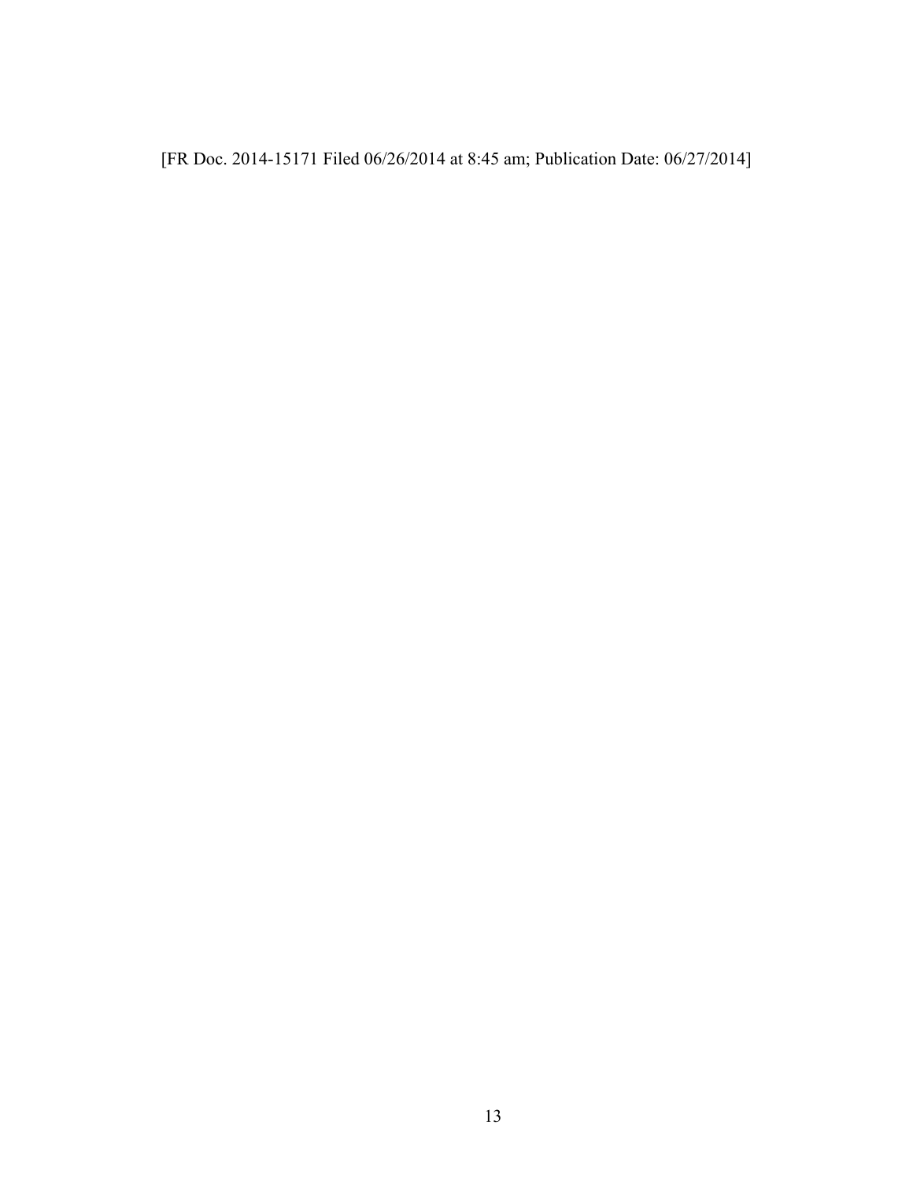[FR Doc. 2014-15171 Filed 06/26/2014 at 8:45 am; Publication Date: 06/27/2014]